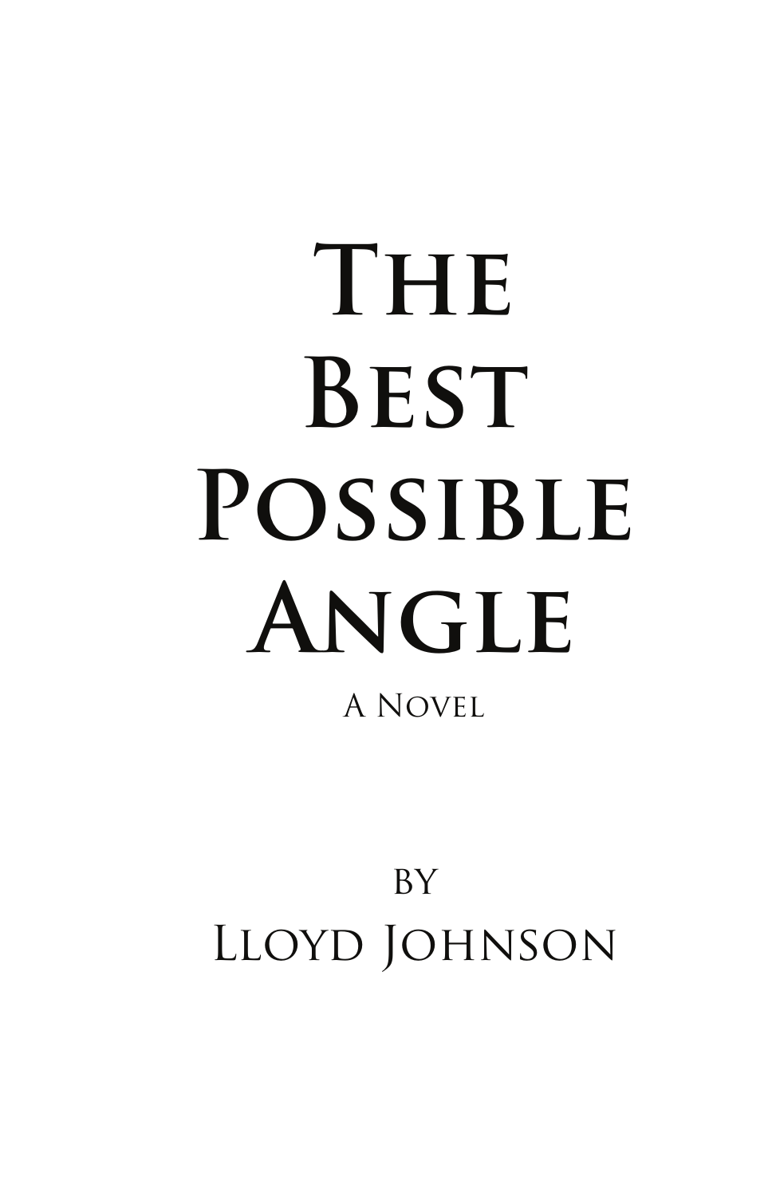# The Best Possible Angle

A Novel

by

Lloyd Johnson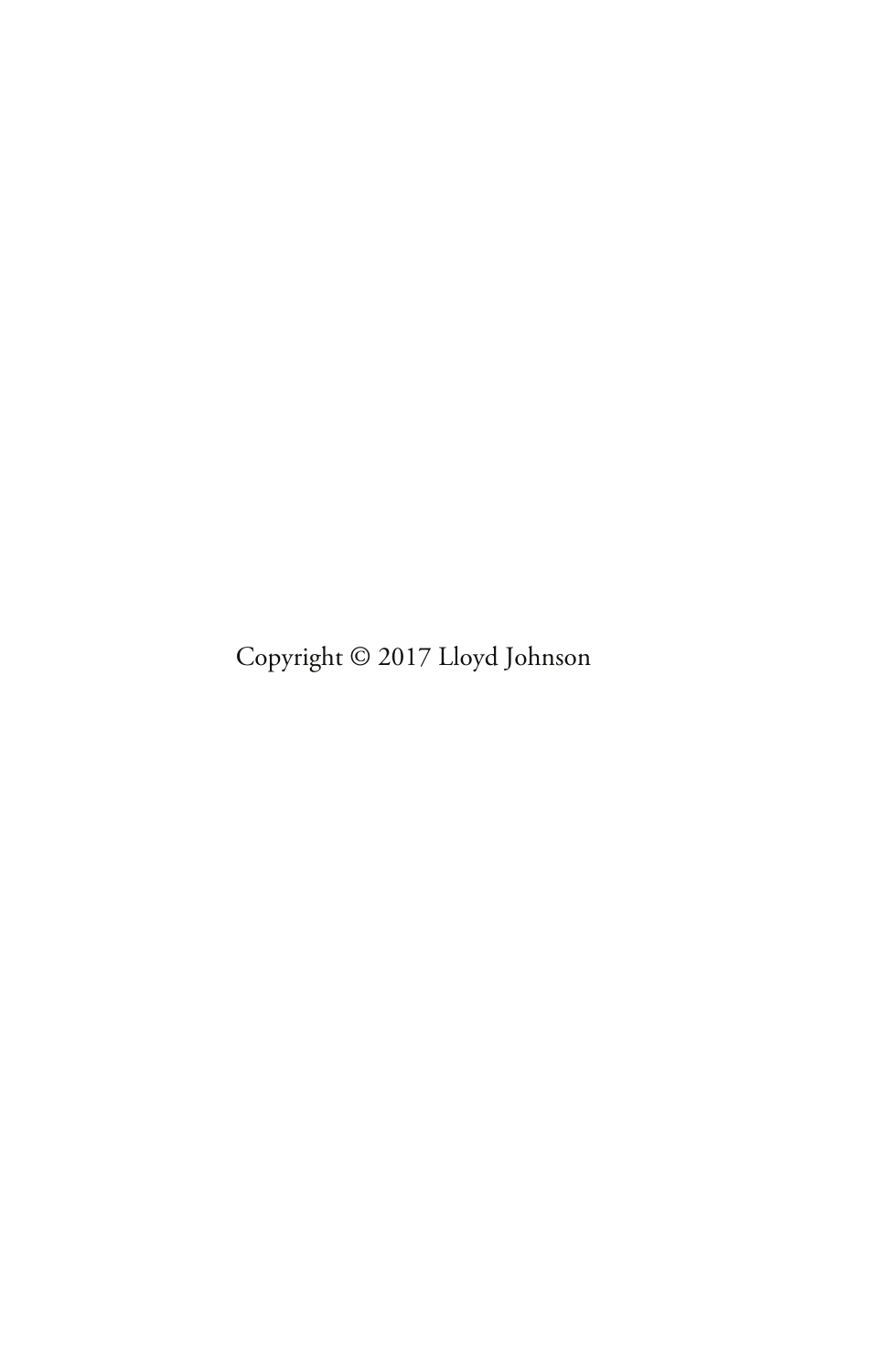Copyright © 2017 Lloyd Johnson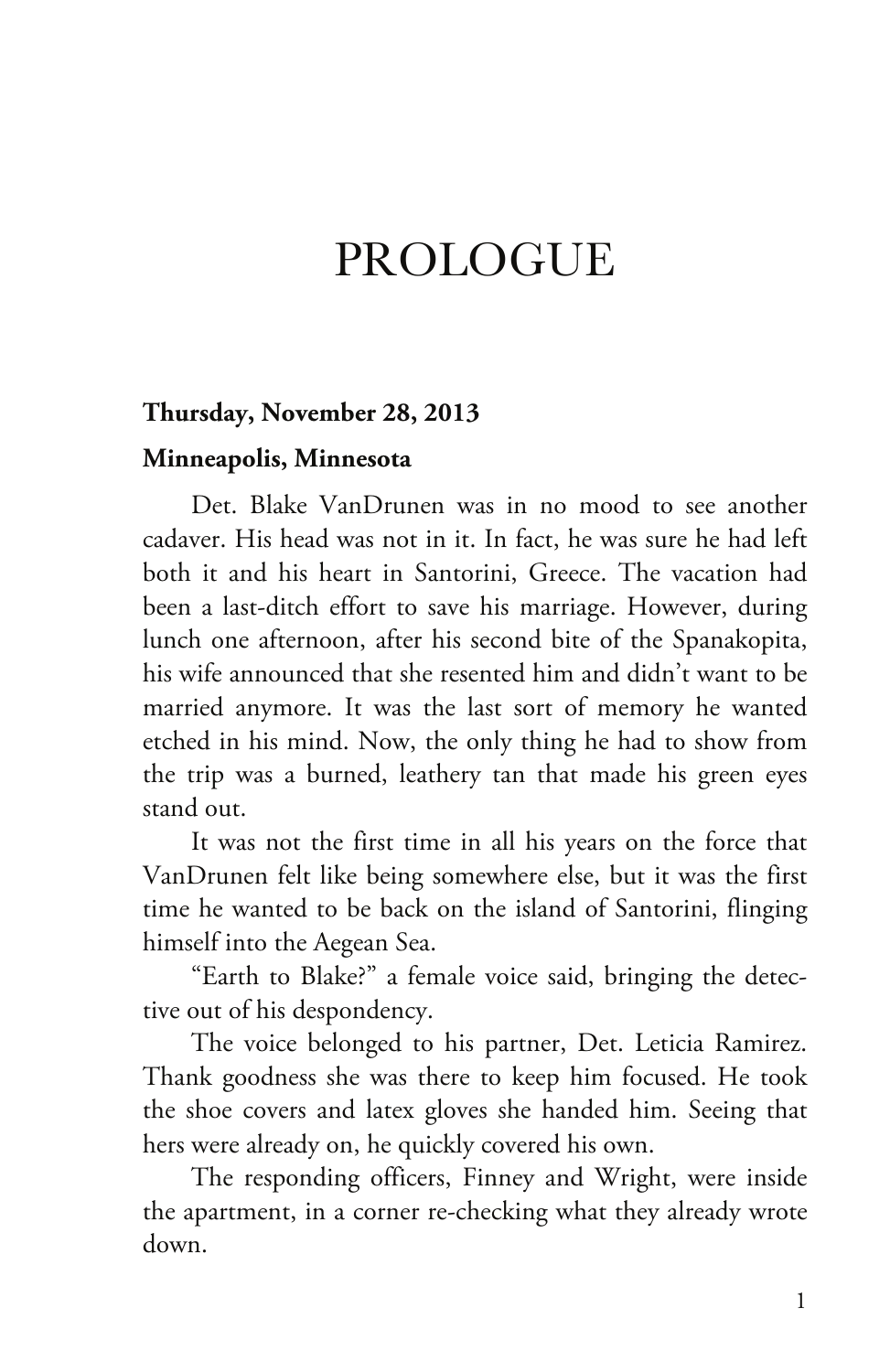# PROLOGUE

**Thursday, November 28, 2013**

**Minneapolis, Minnesota**

Det. Blake VanDrunen was in no mood to see another cadaver. His head was not in it. In fact, he was sure he had left both it and his heart in Santorini, Greece. The vacation had been a last-ditch effort to save his marriage. However, during lunch one afternoon, after his second bite of the Spanakopita, his wife announced that she resented him and didn't want to be married anymore. It was the last sort of memory he wanted etched in his mind. Now, the only thing he had to show from the trip was a burned, leathery tan that made his green eyes stand out.

It was not the first time in all his years on the force that VanDrunen felt like being somewhere else, but it was the first time he wanted to be back on the island of Santorini, flinging himself into the Aegean Sea.

"Earth to Blake?" a female voice said, bringing the detective out of his despondency.

The voice belonged to his partner, Det. Leticia Ramirez. Thank goodness she was there to keep him focused. He took the shoe covers and latex gloves she handed him. Seeing that hers were already on, he quickly covered his own.

The responding officers, Finney and Wright, were inside the apartment, in a corner re-checking what they already wrote down.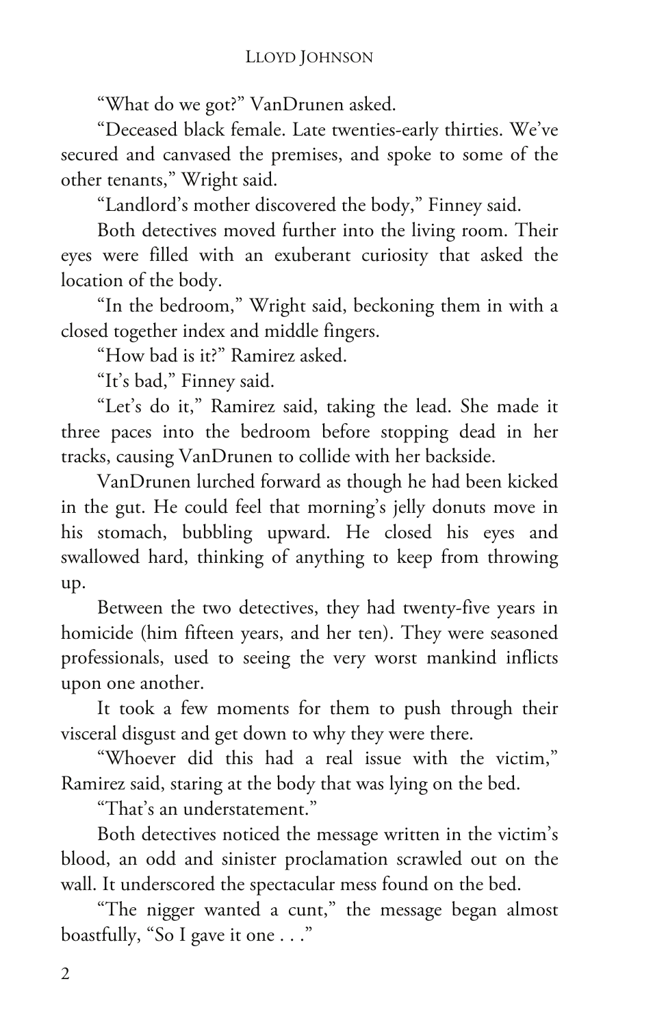"What do we got?" VanDrunen asked.

"Deceased black female. Late twenties-early thirties. We've secured and canvased the premises, and spoke to some of the other tenants," Wright said.

"Landlord's mother discovered the body," Finney said.

Both detectives moved further into the living room. Their eyes were filled with an exuberant curiosity that asked the location of the body.

"In the bedroom," Wright said, beckoning them in with a closed together index and middle fingers.

"How bad is it?" Ramirez asked.

"It's bad," Finney said.

"Let's do it," Ramirez said, taking the lead. She made it three paces into the bedroom before stopping dead in her tracks, causing VanDrunen to collide with her backside.

VanDrunen lurched forward as though he had been kicked in the gut. He could feel that morning's jelly donuts move in his stomach, bubbling upward. He closed his eyes and swallowed hard, thinking of anything to keep from throwing up.

Between the two detectives, they had twenty-five years in homicide (him fifteen years, and her ten). They were seasoned professionals, used to seeing the very worst mankind inflicts upon one another.

It took a few moments for them to push through their visceral disgust and get down to why they were there.

"Whoever did this had a real issue with the victim," Ramirez said, staring at the body that was lying on the bed.

"That's an understatement."

Both detectives noticed the message written in the victim's blood, an odd and sinister proclamation scrawled out on the wall. It underscored the spectacular mess found on the bed.

"The nigger wanted a cunt," the message began almost boastfully, "So I gave it one . . ."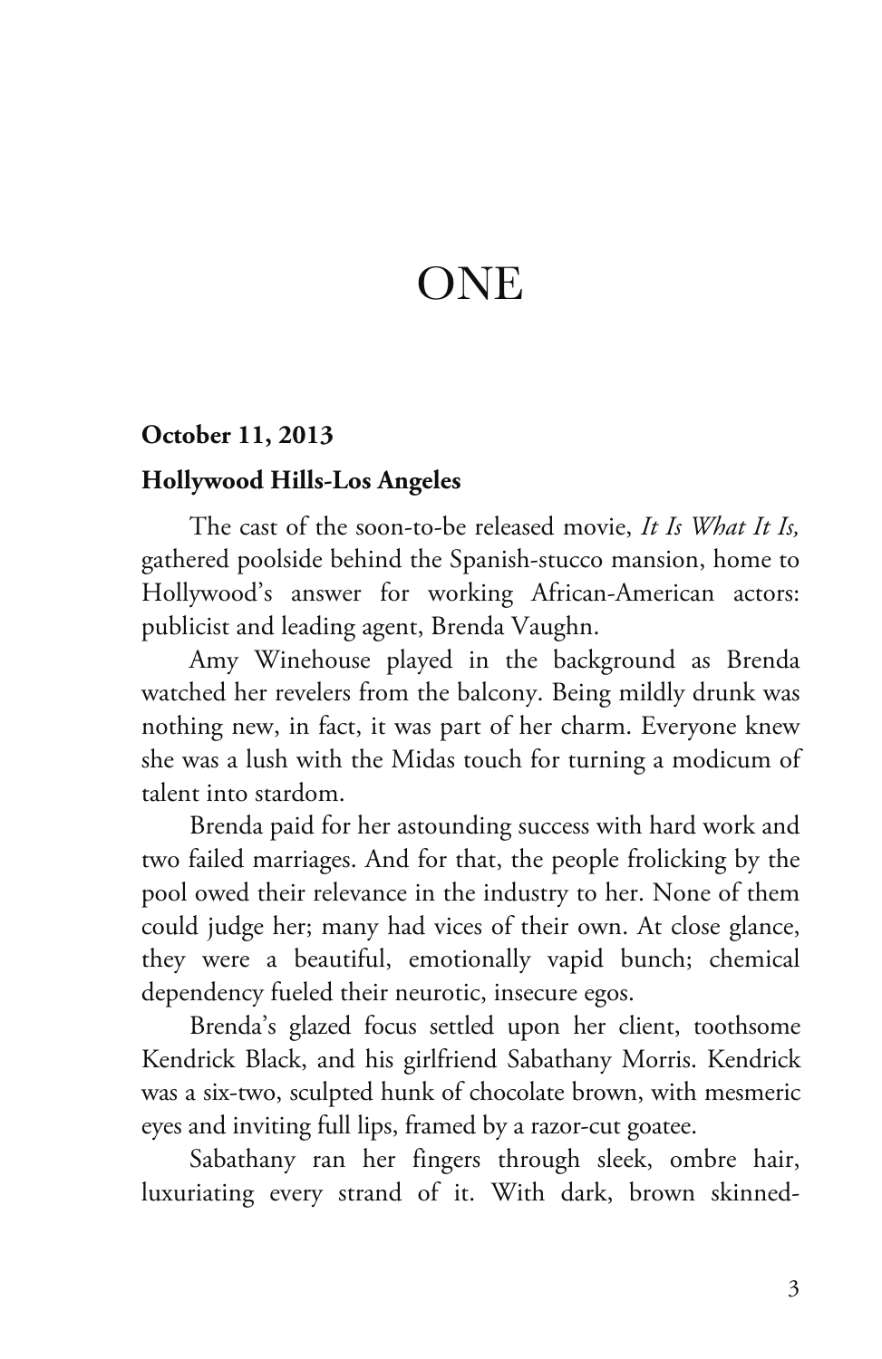# ONE

**October 11, 2013**

**Hollywood Hills-Los Angeles**

The cast of the soon-to-be released movie, *It Is What It Is,* gathered poolside behind the Spanish-stucco mansion, home to Hollywood's answer for working African-American actors: publicist and leading agent, Brenda Vaughn.

Amy Winehouse played in the background as Brenda watched her revelers from the balcony. Being mildly drunk was nothing new, in fact, it was part of her charm. Everyone knew she was a lush with the Midas touch for turning a modicum of talent into stardom.

Brenda paid for her astounding success with hard work and two failed marriages. And for that, the people frolicking by the pool owed their relevance in the industry to her. None of them could judge her; many had vices of their own. At close glance, they were a beautiful, emotionally vapid bunch; chemical dependency fueled their neurotic, insecure egos.

Brenda's glazed focus settled upon her client, toothsome Kendrick Black, and his girlfriend Sabathany Morris. Kendrick was a six-two, sculpted hunk of chocolate brown, with mesmeric eyes and inviting full lips, framed by a razor-cut goatee.

Sabathany ran her fingers through sleek, ombre hair, luxuriating every strand of it. With dark, brown skinned-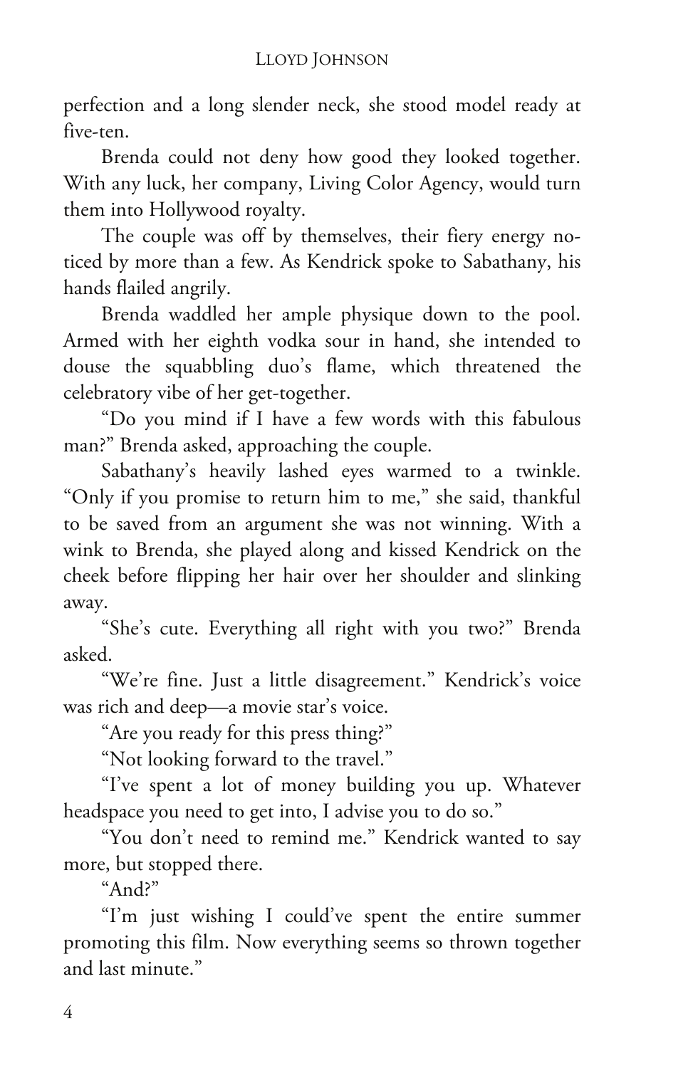perfection and a long slender neck, she stood model ready at five-ten.

Brenda could not deny how good they looked together. With any luck, her company, Living Color Agency, would turn them into Hollywood royalty.

The couple was off by themselves, their fiery energy noticed by more than a few. As Kendrick spoke to Sabathany, his hands flailed angrily.

Brenda waddled her ample physique down to the pool. Armed with her eighth vodka sour in hand, she intended to douse the squabbling duo's flame, which threatened the celebratory vibe of her get-together.

"Do you mind if I have a few words with this fabulous man?" Brenda asked, approaching the couple.

Sabathany's heavily lashed eyes warmed to a twinkle. "Only if you promise to return him to me," she said, thankful to be saved from an argument she was not winning. With a wink to Brenda, she played along and kissed Kendrick on the cheek before flipping her hair over her shoulder and slinking away.

"She's cute. Everything all right with you two?" Brenda asked.

"We're fine. Just a little disagreement." Kendrick's voice was rich and deep—a movie star's voice.

"Are you ready for this press thing?"

"Not looking forward to the travel."

"I've spent a lot of money building you up. Whatever headspace you need to get into, I advise you to do so."

"You don't need to remind me." Kendrick wanted to say more, but stopped there.

"And?"

"I'm just wishing I could've spent the entire summer promoting this film. Now everything seems so thrown together and last minute."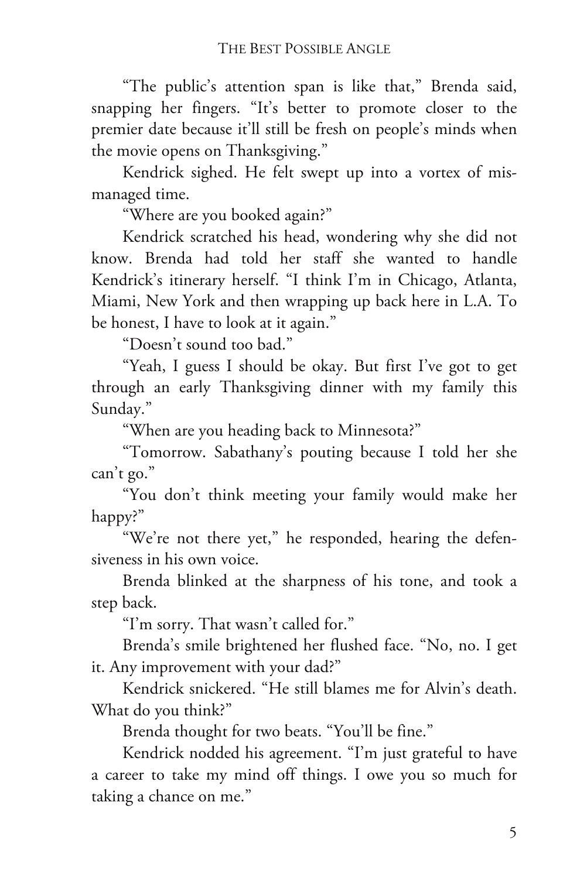"The public's attention span is like that," Brenda said, snapping her fingers. "It's better to promote closer to the premier date because it'll still be fresh on people's minds when the movie opens on Thanksgiving."

Kendrick sighed. He felt swept up into a vortex of mismanaged time.

"Where are you booked again?"

Kendrick scratched his head, wondering why she did not know. Brenda had told her staff she wanted to handle Kendrick's itinerary herself. "I think I'm in Chicago, Atlanta, Miami, New York and then wrapping up back here in L.A. To be honest, I have to look at it again."

"Doesn't sound too bad."

"Yeah, I guess I should be okay. But first I've got to get through an early Thanksgiving dinner with my family this Sunday."

"When are you heading back to Minnesota?"

"Tomorrow. Sabathany's pouting because I told her she can't go."

"You don't think meeting your family would make her happy?"

"We're not there yet," he responded, hearing the defensiveness in his own voice.

Brenda blinked at the sharpness of his tone, and took a step back.

"I'm sorry. That wasn't called for."

Brenda's smile brightened her flushed face. "No, no. I get it. Any improvement with your dad?"

Kendrick snickered. "He still blames me for Alvin's death. What do you think?"

Brenda thought for two beats. "You'll be fine."

Kendrick nodded his agreement. "I'm just grateful to have a career to take my mind off things. I owe you so much for taking a chance on me."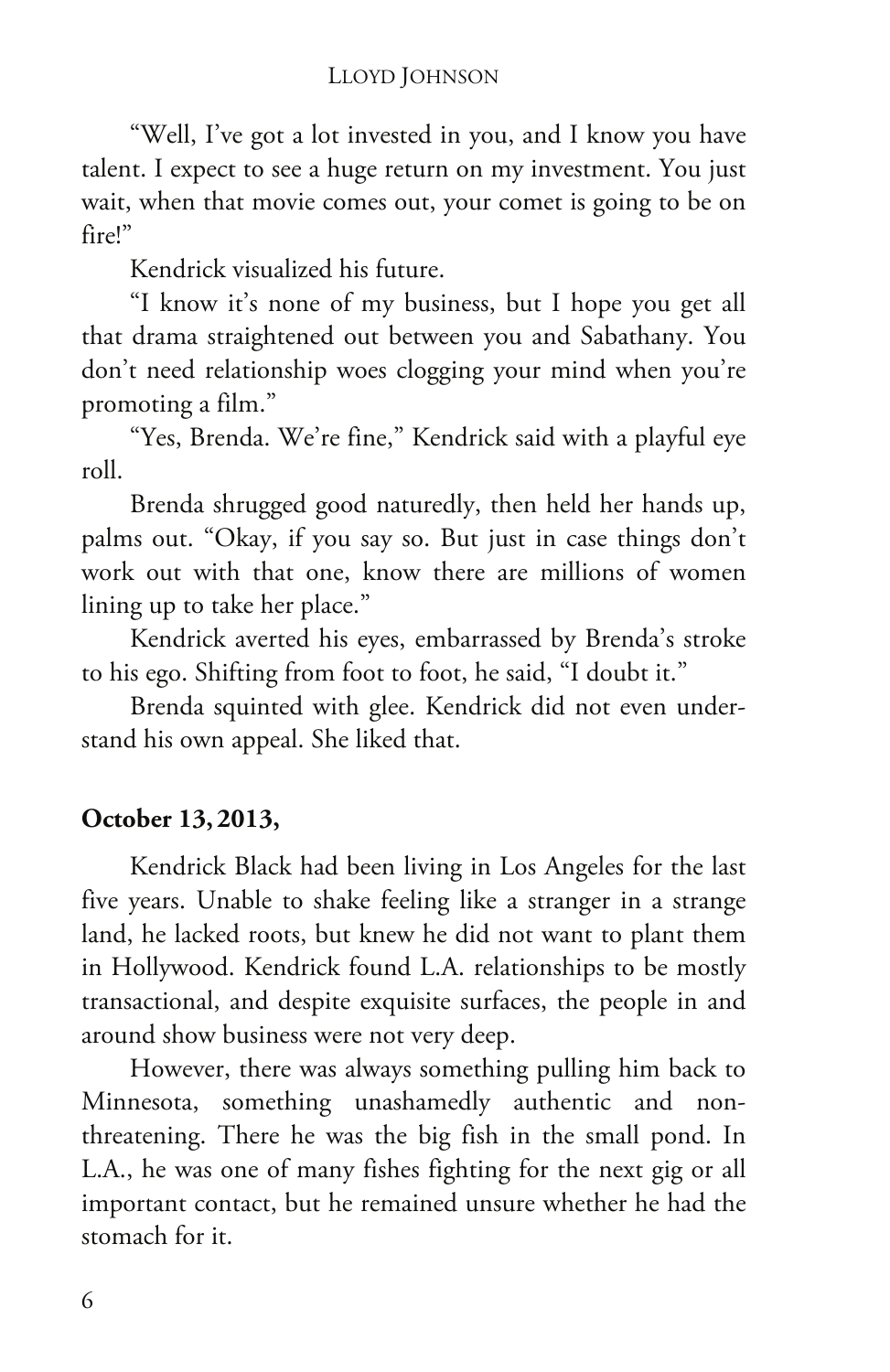"Well, I've got a lot invested in you, and I know you have talent. I expect to see a huge return on my investment. You just wait, when that movie comes out, your comet is going to be on fire!"

Kendrick visualized his future.

"I know it's none of my business, but I hope you get all that drama straightened out between you and Sabathany. You don't need relationship woes clogging your mind when you're promoting a film."

"Yes, Brenda. We're fine," Kendrick said with a playful eye roll.

Brenda shrugged good naturedly, then held her hands up, palms out. "Okay, if you say so. But just in case things don't work out with that one, know there are millions of women lining up to take her place."

Kendrick averted his eyes, embarrassed by Brenda's stroke to his ego. Shifting from foot to foot, he said, "I doubt it."

Brenda squinted with glee. Kendrick did not even understand his own appeal. She liked that.

**October 13, 2013,**

Kendrick Black had been living in Los Angeles for the last five years. Unable to shake feeling like a stranger in a strange land, he lacked roots, but knew he did not want to plant them in Hollywood. Kendrick found L.A. relationships to be mostly transactional, and despite exquisite surfaces, the people in and around show business were not very deep.

However, there was always something pulling him back to Minnesota, something unashamedly authentic and non-threatening. There he was the big fish in the small pond. In L.A., he was one of many fishes fighting for the next gig or all important contact, but he remained unsure whether he had the stomach for it.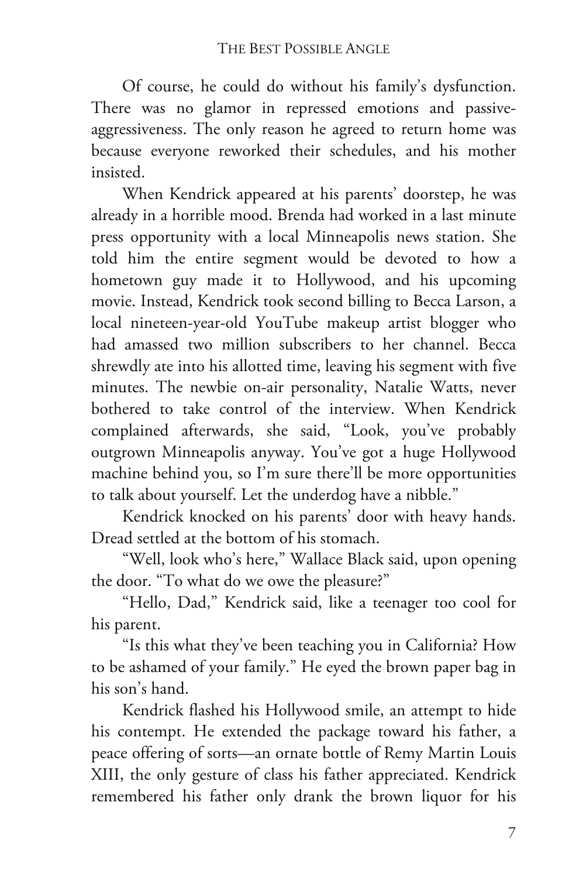Of course, he could do without his family's dysfunction. There was no glamor in repressed emotions and passive-aggressiveness. The only reason he agreed to return home was because everyone reworked their schedules, and his mother insisted.

When Kendrick appeared at his parents' doorstep, he was already in a horrible mood. Brenda had worked in a last minute press opportunity with a local Minneapolis news station. She told him the entire segment would be devoted to how a hometown guy made it to Hollywood, and his upcoming movie. Instead, Kendrick took second billing to Becca Larson, a local nineteen-year-old YouTube makeup artist blogger who had amassed two million subscribers to her channel. Becca shrewdly ate into his allotted time, leaving his segment with five minutes. The newbie on-air personality, Natalie Watts, never bothered to take control of the interview. When Kendrick complained afterwards, she said, "Look, you've probably outgrown Minneapolis anyway. You've got a huge Hollywood machine behind you, so I'm sure there'll be more opportunities to talk about yourself. Let the underdog have a nibble."

Kendrick knocked on his parents' door with heavy hands. Dread settled at the bottom of his stomach.

"Well, look who's here," Wallace Black said, upon opening the door. "To what do we owe the pleasure?"

"Hello, Dad," Kendrick said, like a teenager too cool for his parent.

"Is this what they've been teaching you in California? How to be ashamed of your family." He eyed the brown paper bag in his son's hand.

Kendrick flashed his Hollywood smile, an attempt to hide his contempt. He extended the package toward his father, a peace offering of sorts—an ornate bottle of Remy Martin Louis XIII, the only gesture of class his father appreciated. Kendrick remembered his father only drank the brown liquor for his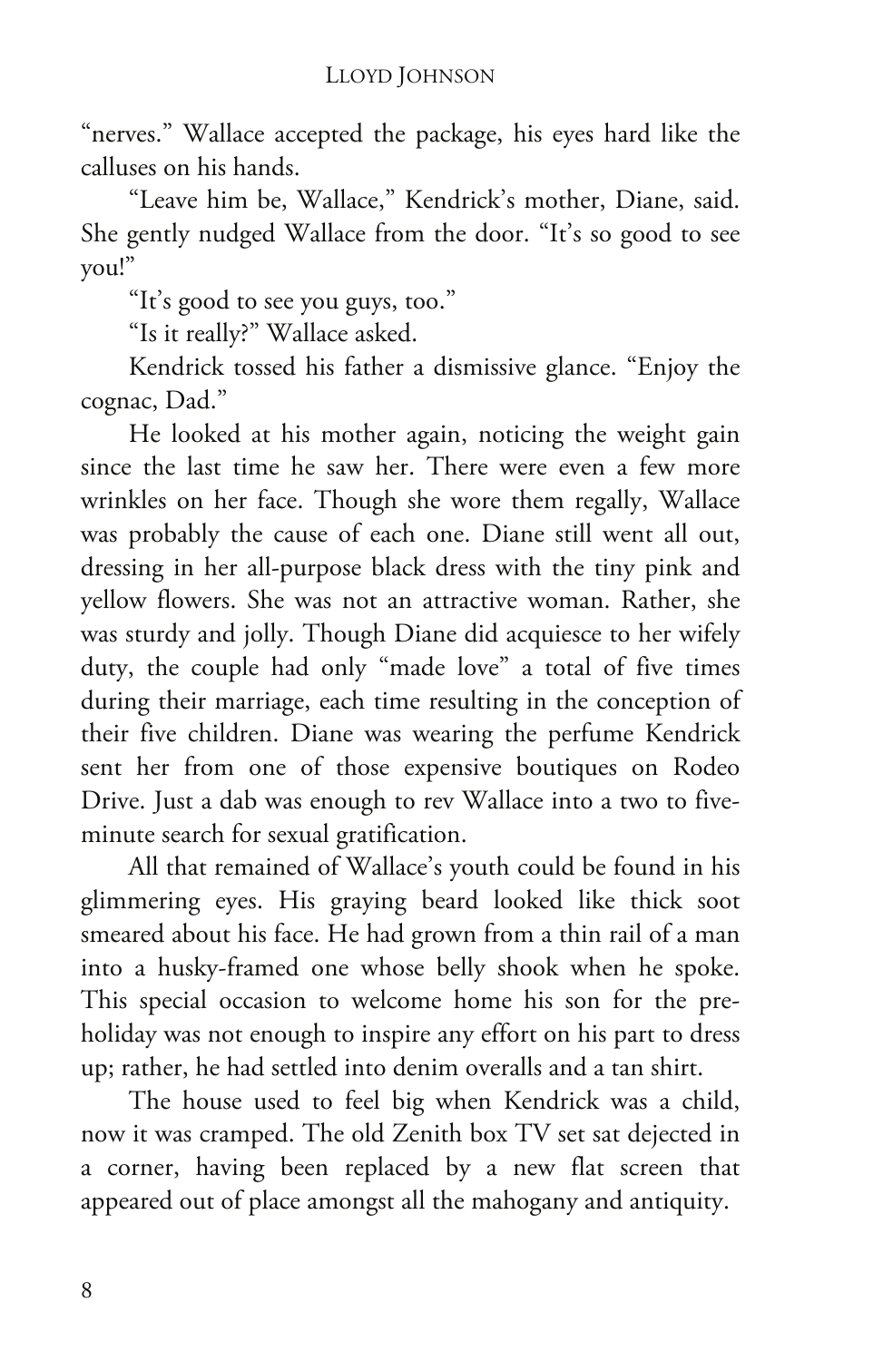"nerves." Wallace accepted the package, his eyes hard like the calluses on his hands.

"Leave him be, Wallace," Kendrick's mother, Diane, said. She gently nudged Wallace from the door. "It's so good to see you!"

"It's good to see you guys, too."

"Is it really?" Wallace asked.

Kendrick tossed his father a dismissive glance. "Enjoy the cognac, Dad."

He looked at his mother again, noticing the weight gain since the last time he saw her. There were even a few more wrinkles on her face. Though she wore them regally, Wallace was probably the cause of each one. Diane still went all out, dressing in her all-purpose black dress with the tiny pink and yellow flowers. She was not an attractive woman. Rather, she was sturdy and jolly. Though Diane did acquiesce to her wifely duty, the couple had only "made love" a total of five times during their marriage, each time resulting in the conception of their five children. Diane was wearing the perfume Kendrick sent her from one of those expensive boutiques on Rodeo Drive. Just a dab was enough to rev Wallace into a two to five-minute search for sexual gratification.

All that remained of Wallace's youth could be found in his glimmering eyes. His graying beard looked like thick soot smeared about his face. He had grown from a thin rail of a man into a husky-framed one whose belly shook when he spoke. This special occasion to welcome home his son for the pre-holiday was not enough to inspire any effort on his part to dress up; rather, he had settled into denim overalls and a tan shirt.

The house used to feel big when Kendrick was a child, now it was cramped. The old Zenith box TV set sat dejected in a corner, having been replaced by a new flat screen that appeared out of place amongst all the mahogany and antiquity.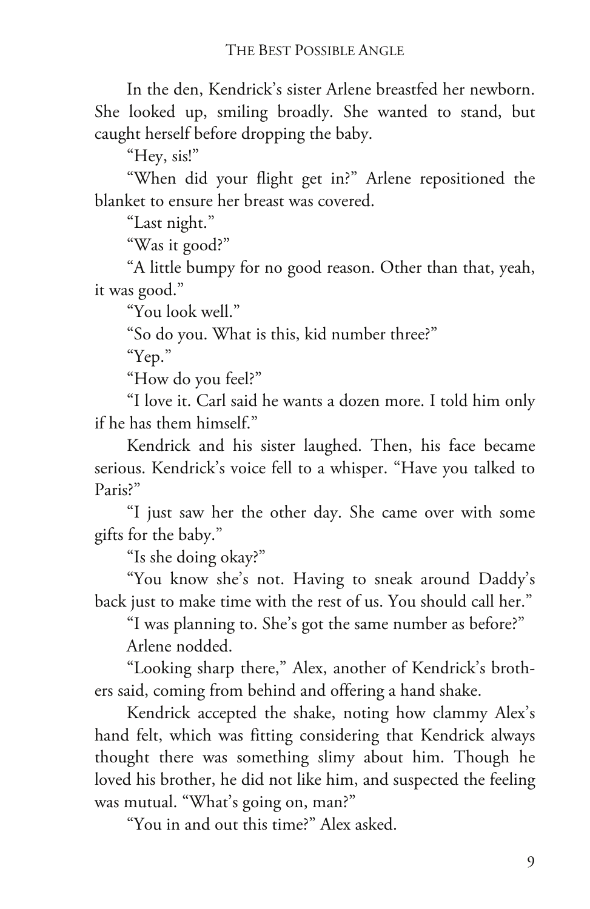In the den, Kendrick's sister Arlene breastfed her newborn. She looked up, smiling broadly. She wanted to stand, but caught herself before dropping the baby.

"Hey, sis!"

"When did your flight get in?" Arlene repositioned the blanket to ensure her breast was covered.

"Last night."

"Was it good?"

"A little bumpy for no good reason. Other than that, yeah, it was good."

"You look well."

"So do you. What is this, kid number three?"

"Yep."

"How do you feel?"

"I love it. Carl said he wants a dozen more. I told him only if he has them himself."

Kendrick and his sister laughed. Then, his face became serious. Kendrick's voice fell to a whisper. "Have you talked to Paris?"

"I just saw her the other day. She came over with some gifts for the baby."

"Is she doing okay?"

"You know she's not. Having to sneak around Daddy's back just to make time with the rest of us. You should call her."

"I was planning to. She's got the same number as before?"

Arlene nodded.

"Looking sharp there," Alex, another of Kendrick's brothers said, coming from behind and offering a hand shake.

Kendrick accepted the shake, noting how clammy Alex's hand felt, which was fitting considering that Kendrick always thought there was something slimy about him. Though he loved his brother, he did not like him, and suspected the feeling was mutual. "What's going on, man?"

"You in and out this time?" Alex asked.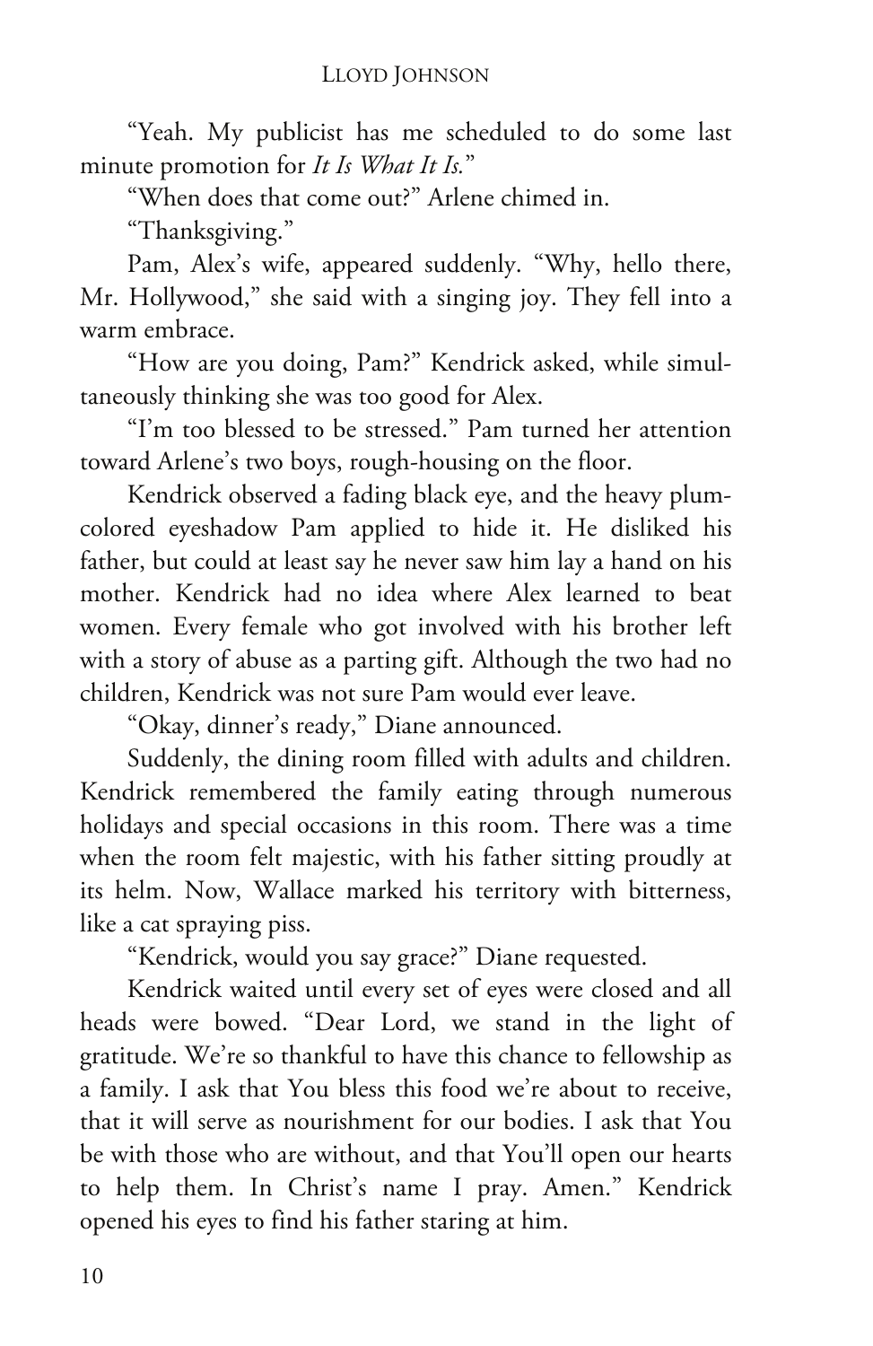"Yeah. My publicist has me scheduled to do some last minute promotion for *It Is What It Is.*"

"When does that come out?" Arlene chimed in.

"Thanksgiving."

Pam, Alex's wife, appeared suddenly. "Why, hello there, Mr. Hollywood," she said with a singing joy. They fell into a warm embrace.

"How are you doing, Pam?" Kendrick asked, while simultaneously thinking she was too good for Alex.

"I'm too blessed to be stressed." Pam turned her attention toward Arlene's two boys, rough-housing on the floor.

Kendrick observed a fading black eye, and the heavy plum-colored eyeshadow Pam applied to hide it. He disliked his father, but could at least say he never saw him lay a hand on his mother. Kendrick had no idea where Alex learned to beat women. Every female who got involved with his brother left with a story of abuse as a parting gift. Although the two had no children, Kendrick was not sure Pam would ever leave.

"Okay, dinner's ready," Diane announced.

Suddenly, the dining room filled with adults and children. Kendrick remembered the family eating through numerous holidays and special occasions in this room. There was a time when the room felt majestic, with his father sitting proudly at its helm. Now, Wallace marked his territory with bitterness, like a cat spraying piss.

"Kendrick, would you say grace?" Diane requested.

Kendrick waited until every set of eyes were closed and all heads were bowed. "Dear Lord, we stand in the light of gratitude. We're so thankful to have this chance to fellowship as a family. I ask that You bless this food we're about to receive, that it will serve as nourishment for our bodies. I ask that You be with those who are without, and that You'll open our hearts to help them. In Christ's name I pray. Amen." Kendrick opened his eyes to find his father staring at him.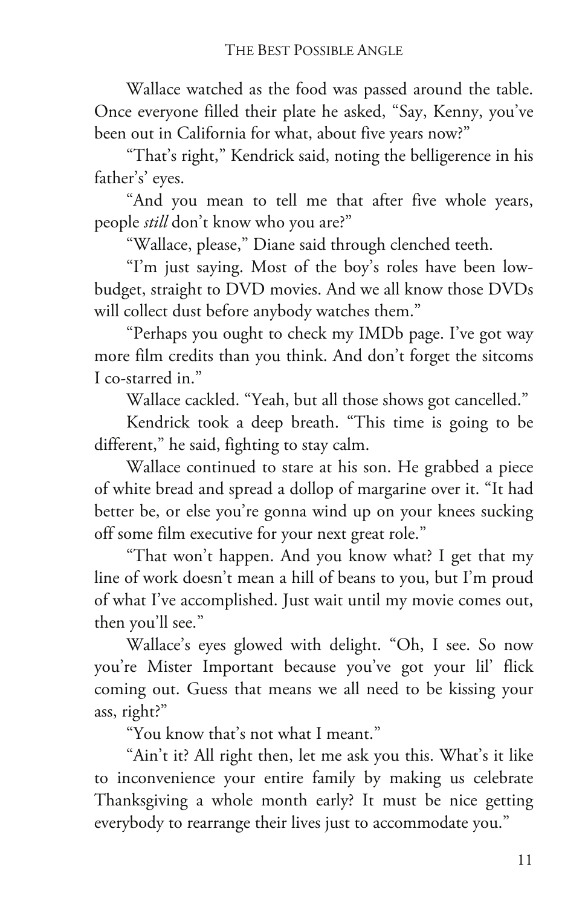Wallace watched as the food was passed around the table. Once everyone filled their plate he asked, "Say, Kenny, you've been out in California for what, about five years now?"

"That's right," Kendrick said, noting the belligerence in his father's' eyes.

"And you mean to tell me that after five whole years, people *still* don't know who you are?"

"Wallace, please," Diane said through clenched teeth.

"I'm just saying. Most of the boy's roles have been low-budget, straight to DVD movies. And we all know those DVDs will collect dust before anybody watches them."

"Perhaps you ought to check my IMDb page. I've got way more film credits than you think. And don't forget the sitcoms I co-starred in."

Wallace cackled. "Yeah, but all those shows got cancelled."

Kendrick took a deep breath. "This time is going to be different," he said, fighting to stay calm.

Wallace continued to stare at his son. He grabbed a piece of white bread and spread a dollop of margarine over it. "It had better be, or else you're gonna wind up on your knees sucking off some film executive for your next great role."

"That won't happen. And you know what? I get that my line of work doesn't mean a hill of beans to you, but I'm proud of what I've accomplished. Just wait until my movie comes out, then you'll see."

Wallace's eyes glowed with delight. "Oh, I see. So now you're Mister Important because you've got your lil' flick coming out. Guess that means we all need to be kissing your ass, right?"

"You know that's not what I meant."

"Ain't it? All right then, let me ask you this. What's it like to inconvenience your entire family by making us celebrate Thanksgiving a whole month early? It must be nice getting everybody to rearrange their lives just to accommodate you."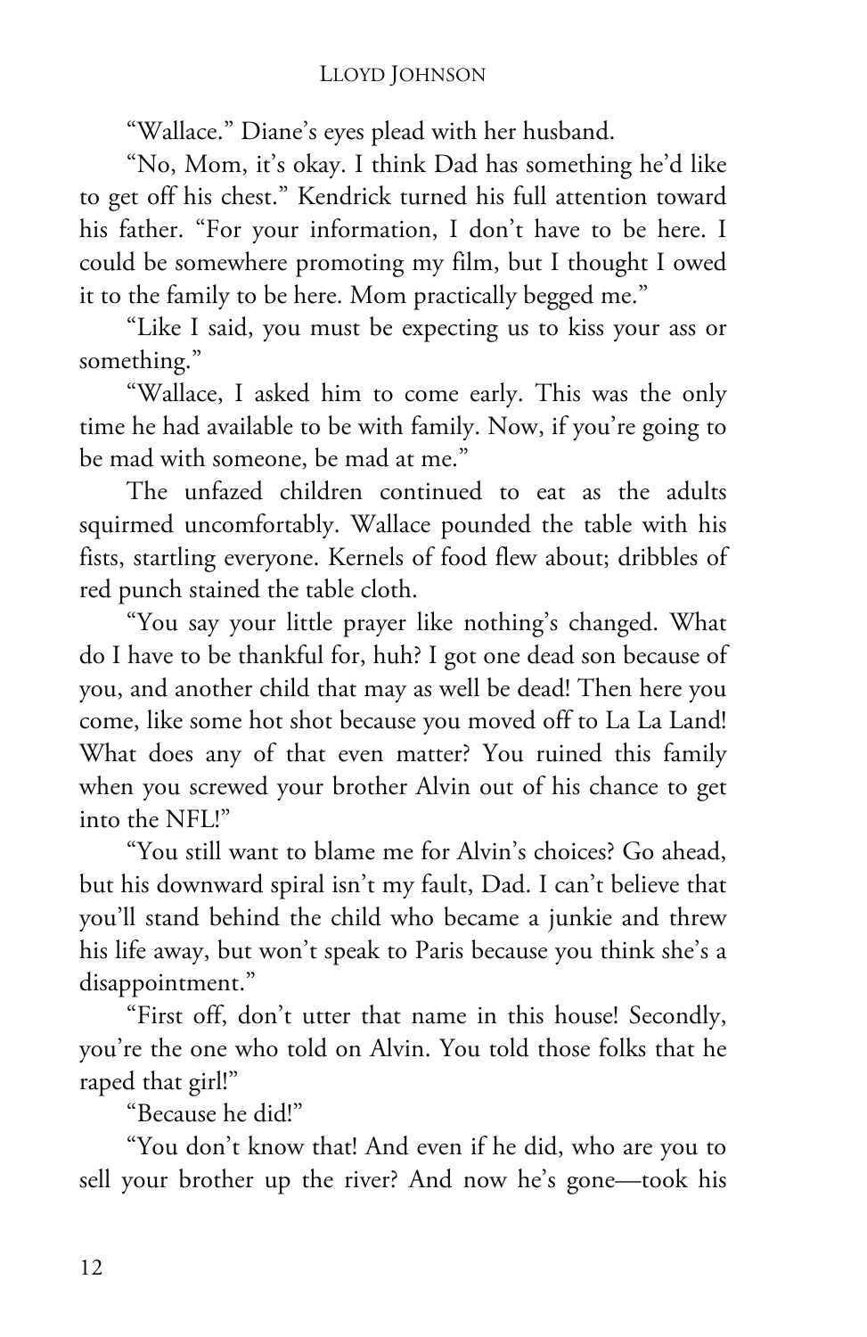"Wallace." Diane's eyes plead with her husband.

"No, Mom, it's okay. I think Dad has something he'd like to get off his chest." Kendrick turned his full attention toward his father. "For your information, I don't have to be here. I could be somewhere promoting my film, but I thought I owed it to the family to be here. Mom practically begged me."

"Like I said, you must be expecting us to kiss your ass or something."

"Wallace, I asked him to come early. This was the only time he had available to be with family. Now, if you're going to be mad with someone, be mad at me."

The unfazed children continued to eat as the adults squirmed uncomfortably. Wallace pounded the table with his fists, startling everyone. Kernels of food flew about; dribbles of red punch stained the table cloth.

"You say your little prayer like nothing's changed. What do I have to be thankful for, huh? I got one dead son because of you, and another child that may as well be dead! Then here you come, like some hot shot because you moved off to La La Land! What does any of that even matter? You ruined this family when you screwed your brother Alvin out of his chance to get into the NFL!"

"You still want to blame me for Alvin's choices? Go ahead, but his downward spiral isn't my fault, Dad. I can't believe that you'll stand behind the child who became a junkie and threw his life away, but won't speak to Paris because you think she's a disappointment."

"First off, don't utter that name in this house! Secondly, you're the one who told on Alvin. You told those folks that he raped that girl!"

"Because he did!"

"You don't know that! And even if he did, who are you to sell your brother up the river? And now he's gone—took his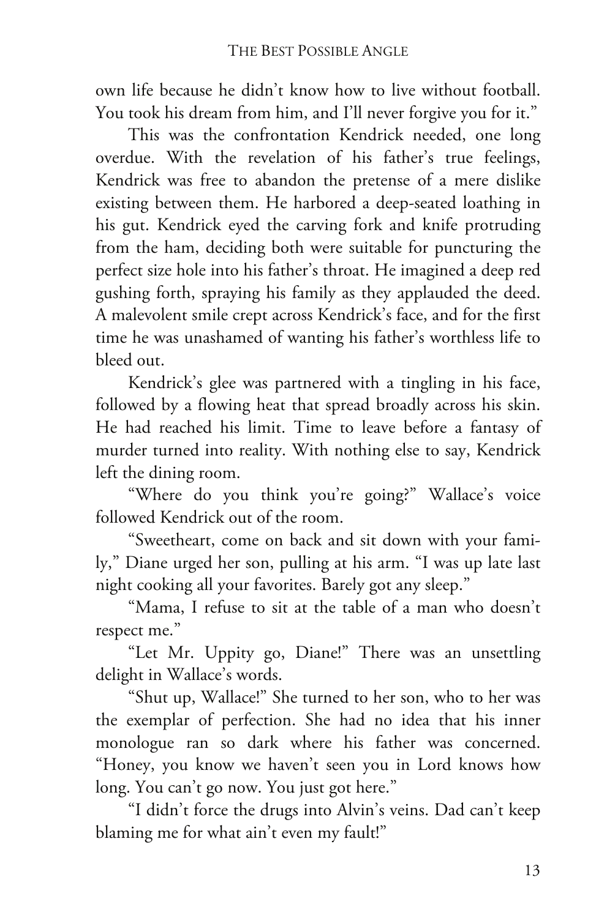own life because he didn't know how to live without football. You took his dream from him, and I'll never forgive you for it."

This was the confrontation Kendrick needed, one long overdue. With the revelation of his father's true feelings, Kendrick was free to abandon the pretense of a mere dislike existing between them. He harbored a deep-seated loathing in his gut. Kendrick eyed the carving fork and knife protruding from the ham, deciding both were suitable for puncturing the perfect size hole into his father's throat. He imagined a deep red gushing forth, spraying his family as they applauded the deed. A malevolent smile crept across Kendrick's face, and for the first time he was unashamed of wanting his father's worthless life to bleed out.

Kendrick's glee was partnered with a tingling in his face, followed by a flowing heat that spread broadly across his skin. He had reached his limit. Time to leave before a fantasy of murder turned into reality. With nothing else to say, Kendrick left the dining room.

"Where do you think you're going?" Wallace's voice followed Kendrick out of the room.

"Sweetheart, come on back and sit down with your family," Diane urged her son, pulling at his arm. "I was up late last night cooking all your favorites. Barely got any sleep."

"Mama, I refuse to sit at the table of a man who doesn't respect me."

"Let Mr. Uppity go, Diane!" There was an unsettling delight in Wallace's words.

"Shut up, Wallace!" She turned to her son, who to her was the exemplar of perfection. She had no idea that his inner monologue ran so dark where his father was concerned. "Honey, you know we haven't seen you in Lord knows how long. You can't go now. You just got here."

"I didn't force the drugs into Alvin's veins. Dad can't keep blaming me for what ain't even my fault!"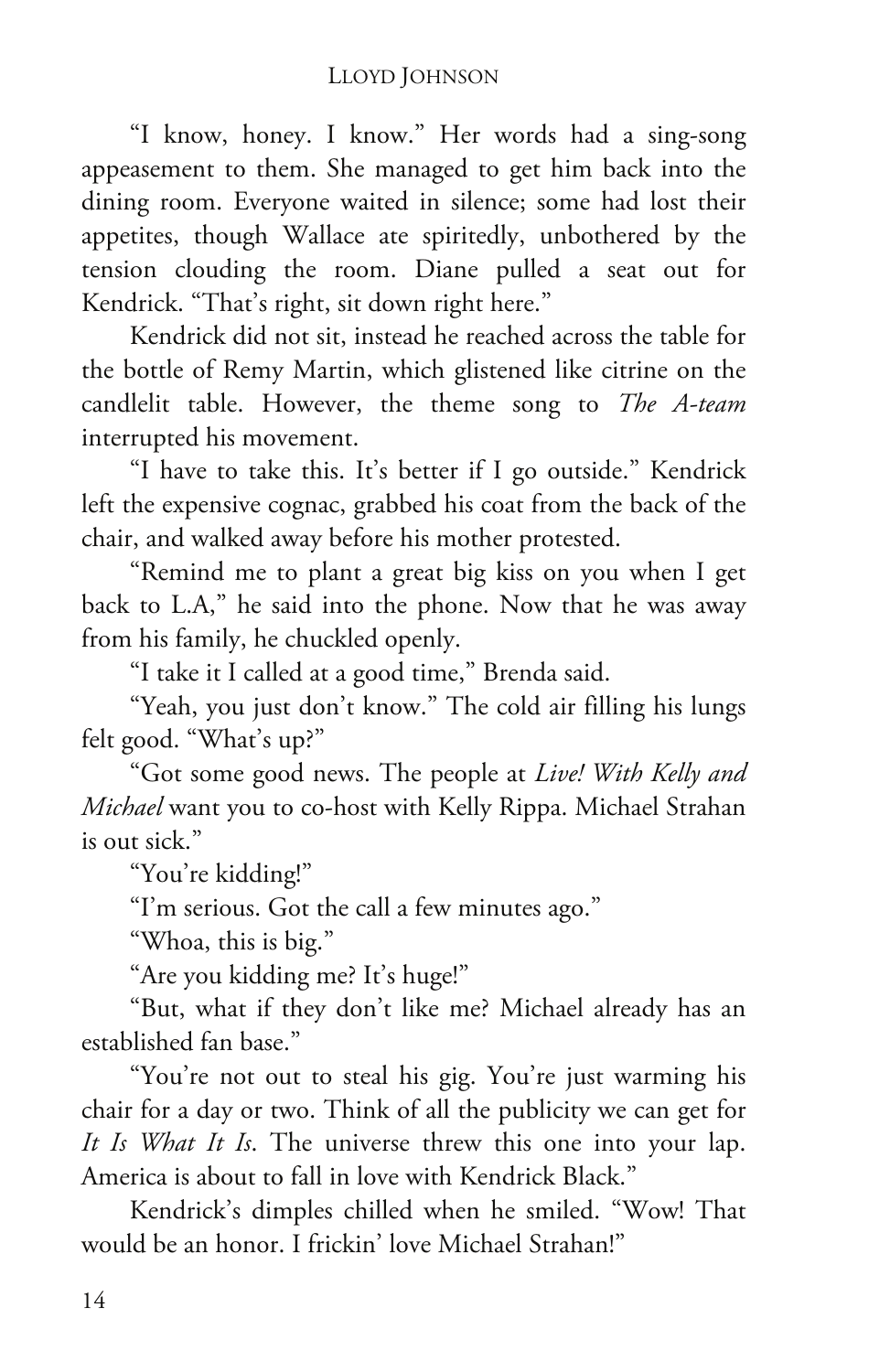"I know, honey. I know." Her words had a sing-song appeasement to them. She managed to get him back into the dining room. Everyone waited in silence; some had lost their appetites, though Wallace ate spiritedly, unbothered by the tension clouding the room. Diane pulled a seat out for Kendrick. "That's right, sit down right here."

Kendrick did not sit, instead he reached across the table for the bottle of Remy Martin, which glistened like citrine on the candlelit table. However, the theme song to *The A-team* interrupted his movement.

"I have to take this. It's better if I go outside." Kendrick left the expensive cognac, grabbed his coat from the back of the chair, and walked away before his mother protested.

"Remind me to plant a great big kiss on you when I get back to L.A," he said into the phone. Now that he was away from his family, he chuckled openly.

"I take it I called at a good time," Brenda said.

"Yeah, you just don't know." The cold air filling his lungs felt good. "What's up?"

"Got some good news. The people at *Live! With Kelly and Michael* want you to co-host with Kelly Rippa. Michael Strahan is out sick."

"You're kidding!"

"I'm serious. Got the call a few minutes ago."

"Whoa, this is big."

"Are you kidding me? It's huge!"

"But, what if they don't like me? Michael already has an established fan base."

"You're not out to steal his gig. You're just warming his chair for a day or two. Think of all the publicity we can get for *It Is What It Is*. The universe threw this one into your lap. America is about to fall in love with Kendrick Black."

Kendrick's dimples chilled when he smiled. "Wow! That would be an honor. I frickin' love Michael Strahan!"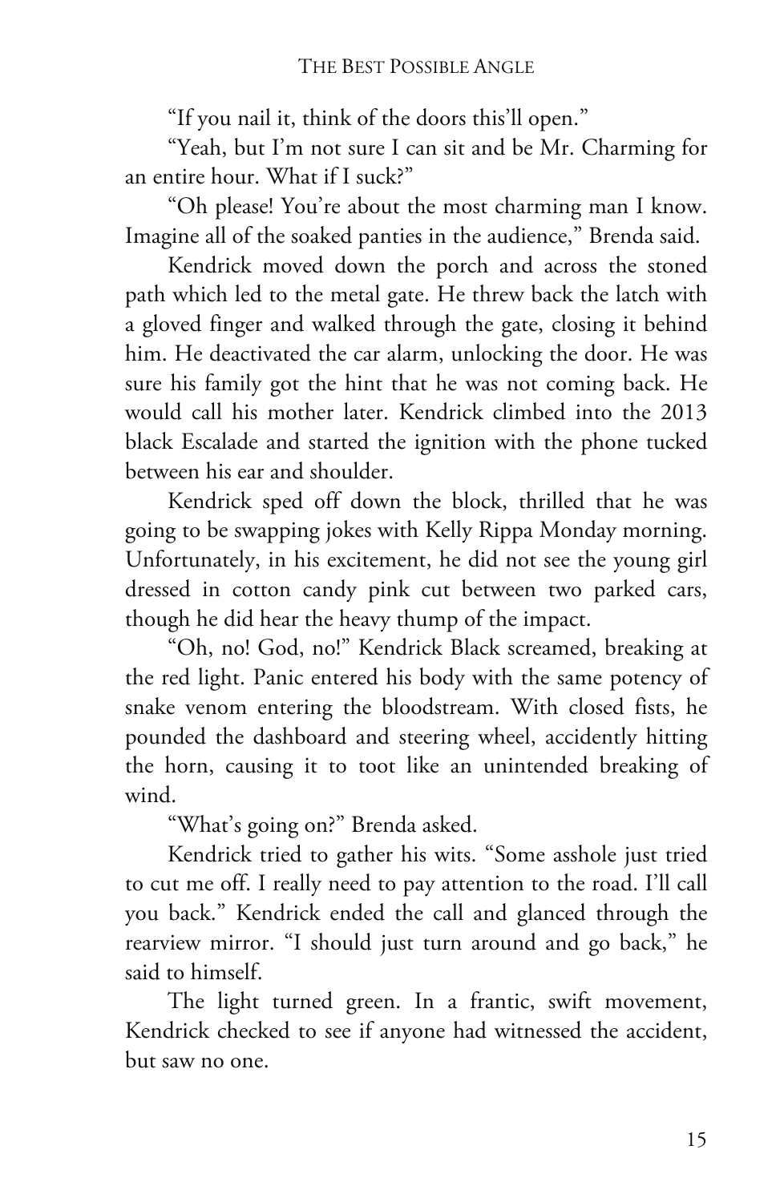"If you nail it, think of the doors this'll open."

"Yeah, but I'm not sure I can sit and be Mr. Charming for an entire hour. What if I suck?"

"Oh please! You're about the most charming man I know. Imagine all of the soaked panties in the audience," Brenda said.

Kendrick moved down the porch and across the stoned path which led to the metal gate. He threw back the latch with a gloved finger and walked through the gate, closing it behind him. He deactivated the car alarm, unlocking the door. He was sure his family got the hint that he was not coming back. He would call his mother later. Kendrick climbed into the 2013 black Escalade and started the ignition with the phone tucked between his ear and shoulder.

Kendrick sped off down the block, thrilled that he was going to be swapping jokes with Kelly Rippa Monday morning. Unfortunately, in his excitement, he did not see the young girl dressed in cotton candy pink cut between two parked cars, though he did hear the heavy thump of the impact.

"Oh, no! God, no!" Kendrick Black screamed, breaking at the red light. Panic entered his body with the same potency of snake venom entering the bloodstream. With closed fists, he pounded the dashboard and steering wheel, accidently hitting the horn, causing it to toot like an unintended breaking of wind.

"What's going on?" Brenda asked.

Kendrick tried to gather his wits. "Some asshole just tried to cut me off. I really need to pay attention to the road. I'll call you back." Kendrick ended the call and glanced through the rearview mirror. "I should just turn around and go back," he said to himself.

The light turned green. In a frantic, swift movement, Kendrick checked to see if anyone had witnessed the accident, but saw no one.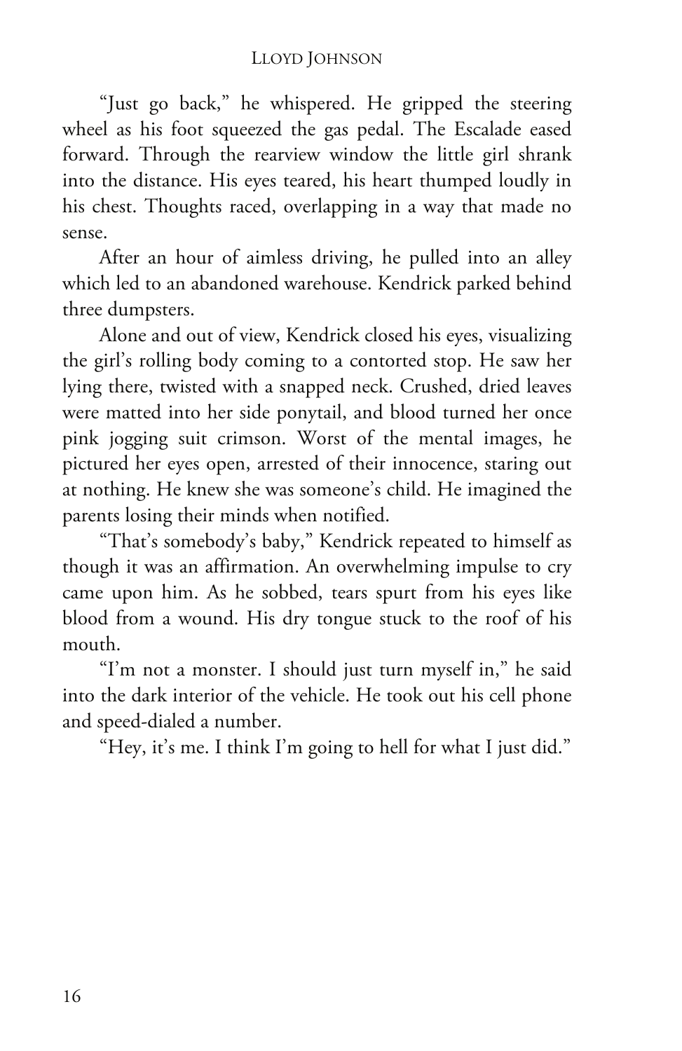"Just go back," he whispered. He gripped the steering wheel as his foot squeezed the gas pedal. The Escalade eased forward. Through the rearview window the little girl shrank into the distance. His eyes teared, his heart thumped loudly in his chest. Thoughts raced, overlapping in a way that made no sense.

After an hour of aimless driving, he pulled into an alley which led to an abandoned warehouse. Kendrick parked behind three dumpsters.

Alone and out of view, Kendrick closed his eyes, visualizing the girl's rolling body coming to a contorted stop. He saw her lying there, twisted with a snapped neck. Crushed, dried leaves were matted into her side ponytail, and blood turned her once pink jogging suit crimson. Worst of the mental images, he pictured her eyes open, arrested of their innocence, staring out at nothing. He knew she was someone's child. He imagined the parents losing their minds when notified.

"That's somebody's baby," Kendrick repeated to himself as though it was an affirmation. An overwhelming impulse to cry came upon him. As he sobbed, tears spurt from his eyes like blood from a wound. His dry tongue stuck to the roof of his mouth.

"I'm not a monster. I should just turn myself in," he said into the dark interior of the vehicle. He took out his cell phone and speed-dialed a number.

"Hey, it's me. I think I'm going to hell for what I just did."